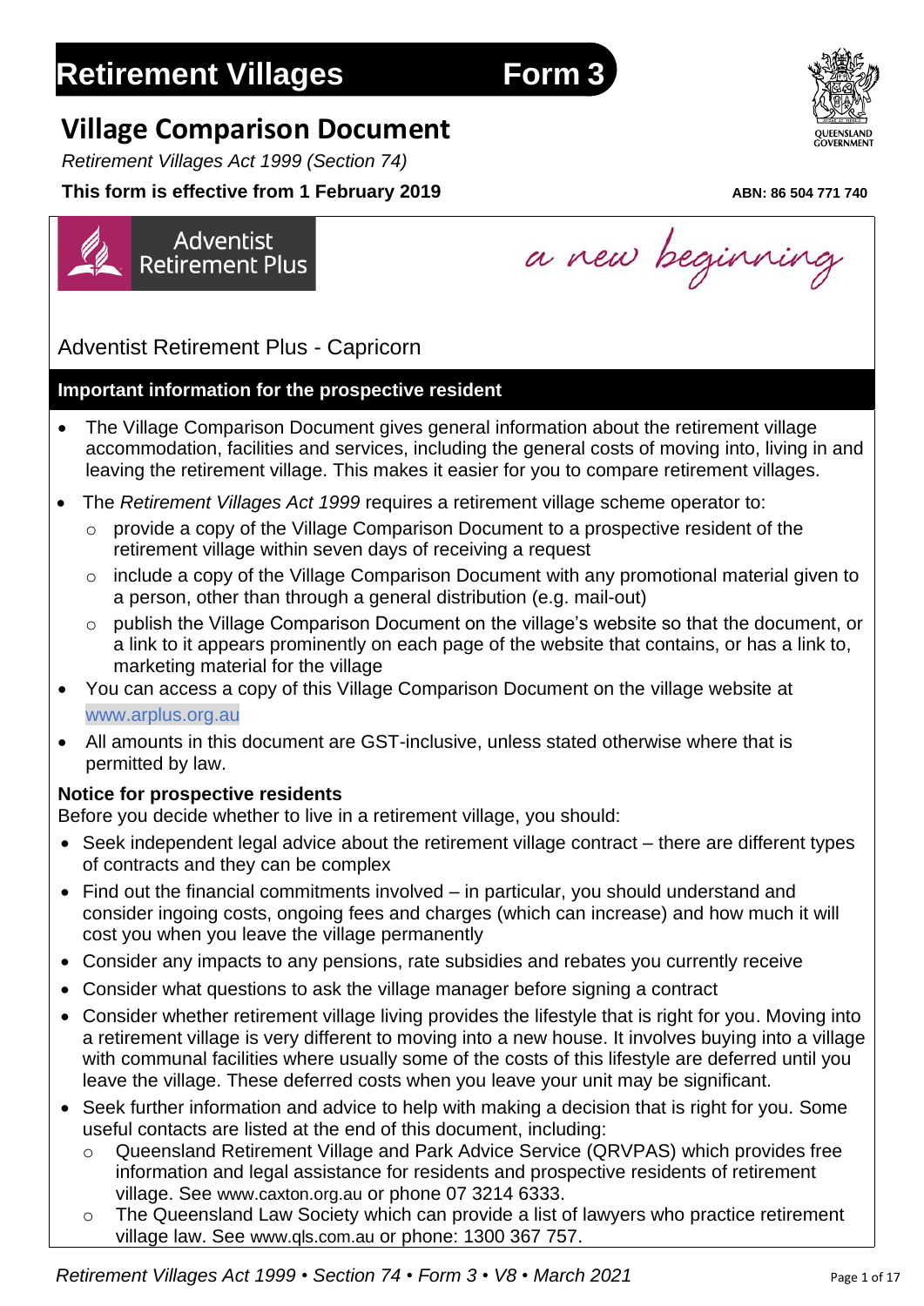# Retirement Villages Form 3

## Village Comparison Document

*Retirement Villages Act 1999 (Section 74)*

**This form is effective from 1 February 2019**

**ABN: 86 504 771 740**

Adventist Retirement Plus

*a new beginning*

Adventist Retirement Plus - Capricorn

### Important information for the prospective resident

- The Village Comparison Document gives general information about the retirement village accommodation, facilities and services, including the general costs of moving into, living in and leaving the retirement village. This makes it easier for you to compare retirement villages.
- The *Retirement Villages Act 1999* requires a retirement village scheme operator to:
  - provide a copy of the Village Comparison Document to a prospective resident of the retirement village within seven days of receiving a request
  - include a copy of the Village Comparison Document with any promotional material given to a person, other than through a general distribution (e.g. mail-out)
  - publish the Village Comparison Document on the village's website so that the document, or a link to it appears prominently on each page of the website that contains, or has a link to, marketing material for the village
- You can access a copy of this Village Comparison Document on the village website at www.arplus.org.au
- All amounts in this document are GST-inclusive, unless stated otherwise where that is permitted by law.

**Notice for prospective residents**

Before you decide whether to live in a retirement village, you should:

- Seek independent legal advice about the retirement village contract – there are different types of contracts and they can be complex
- Find out the financial commitments involved – in particular, you should understand and consider ingoing costs, ongoing fees and charges (which can increase) and how much it will cost you when you leave the village permanently
- Consider any impacts to any pensions, rate subsidies and rebates you currently receive
- Consider what questions to ask the village manager before signing a contract
- Consider whether retirement village living provides the lifestyle that is right for you. Moving into a retirement village is very different to moving into a new house. It involves buying into a village with communal facilities where usually some of the costs of this lifestyle are deferred until you leave the village. These deferred costs when you leave your unit may be significant.
- Seek further information and advice to help with making a decision that is right for you. Some useful contacts are listed at the end of this document, including:
  - Queensland Retirement Village and Park Advice Service (QRVPAS) which provides free information and legal assistance for residents and prospective residents of retirement village. See www.caxton.org.au or phone 07 3214 6333.
  - The Queensland Law Society which can provide a list of lawyers who practice retirement village law. See www.qls.com.au or phone: 1300 367 757.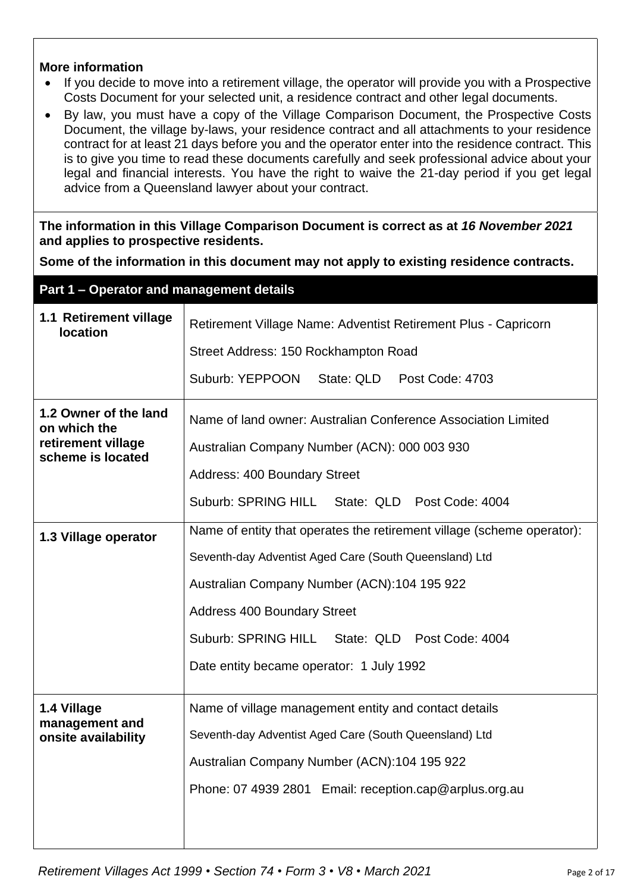**More information**

- If you decide to move into a retirement village, the operator will provide you with a Prospective Costs Document for your selected unit, a residence contract and other legal documents.
- By law, you must have a copy of the Village Comparison Document, the Prospective Costs Document, the village by-laws, your residence contract and all attachments to your residence contract for at least 21 days before you and the operator enter into the residence contract. This is to give you time to read these documents carefully and seek professional advice about your legal and financial interests. You have the right to waive the 21-day period if you get legal advice from a Queensland lawyer about your contract.

**The information in this Village Comparison Document is correct as at *16 November 2021* and applies to prospective residents.**

**Some of the information in this document may not apply to existing residence contracts.**

## Part 1 – Operator and management details

| | |
|---|---|
| **1.1 Retirement village location** | Retirement Village Name: Adventist Retirement Plus - Capricorn<br>Street Address: 150 Rockhampton Road<br>Suburb: YEPPOON State: QLD Post Code: 4703 |
| **1.2 Owner of the land on which the retirement village scheme is located** | Name of land owner: Australian Conference Association Limited<br>Australian Company Number (ACN): 000 003 930<br>Address: 400 Boundary Street<br>Suburb: SPRING HILL State: QLD Post Code: 4004 |
| **1.3 Village operator** | Name of entity that operates the retirement village (scheme operator):<br>Seventh-day Adventist Aged Care (South Queensland) Ltd<br>Australian Company Number (ACN):104 195 922<br>Address 400 Boundary Street<br>Suburb: SPRING HILL State: QLD Post Code: 4004<br>Date entity became operator: 1 July 1992 |
| **1.4 Village management and onsite availability** | Name of village management entity and contact details<br>Seventh-day Adventist Aged Care (South Queensland) Ltd<br>Australian Company Number (ACN):104 195 922<br>Phone: 07 4939 2801 Email: reception.cap@arplus.org.au |

*Retirement Villages Act 1999 • Section 74 • Form 3 • V8 • March 2021*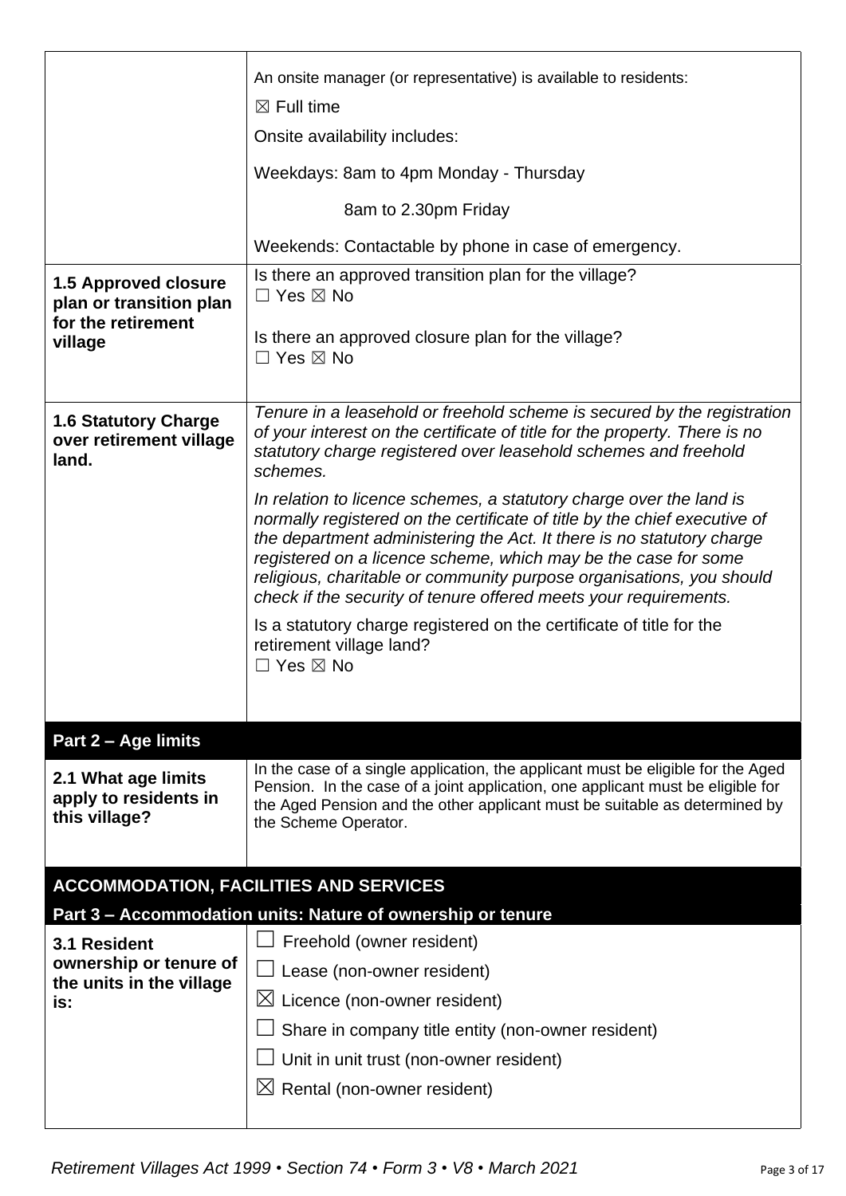| | |
|---|---|
| | An onsite manager (or representative) is available to residents:<br>☒ Full time<br>Onsite availability includes:<br>Weekdays: 8am to 4pm Monday - Thursday<br>8am to 2.30pm Friday<br>Weekends: Contactable by phone in case of emergency. |
| **1.5 Approved closure plan or transition plan for the retirement village** | Is there an approved transition plan for the village?<br>☐ Yes ☒ No<br><br>Is there an approved closure plan for the village?<br>☐ Yes ☒ No |
| **1.6 Statutory Charge over retirement village land.** | *Tenure in a leasehold or freehold scheme is secured by the registration of your interest on the certificate of title for the property. There is no statutory charge registered over leasehold schemes and freehold schemes.*<br>*In relation to licence schemes, a statutory charge over the land is normally registered on the certificate of title by the chief executive of the department administering the Act. It there is no statutory charge registered on a licence scheme, which may be the case for some religious, charitable or community purpose organisations, you should check if the security of tenure offered meets your requirements.*<br>Is a statutory charge registered on the certificate of title for the retirement village land?<br>☐ Yes ☒ No |

## Part 2 – Age limits

| | |
|---|---|
| **2.1 What age limits apply to residents in this village?** | In the case of a single application, the applicant must be eligible for the Aged Pension. In the case of a joint application, one applicant must be eligible for the Aged Pension and the other applicant must be suitable as determined by the Scheme Operator. |

## ACCOMMODATION, FACILITIES AND SERVICES

### Part 3 – Accommodation units: Nature of ownership or tenure

| | |
|---|---|
| **3.1 Resident ownership or tenure of the units in the village is:** | ☐ Freehold (owner resident)<br>☐ Lease (non-owner resident)<br>☒ Licence (non-owner resident)<br>☐ Share in company title entity (non-owner resident)<br>☐ Unit in unit trust (non-owner resident)<br>☒ Rental (non-owner resident) |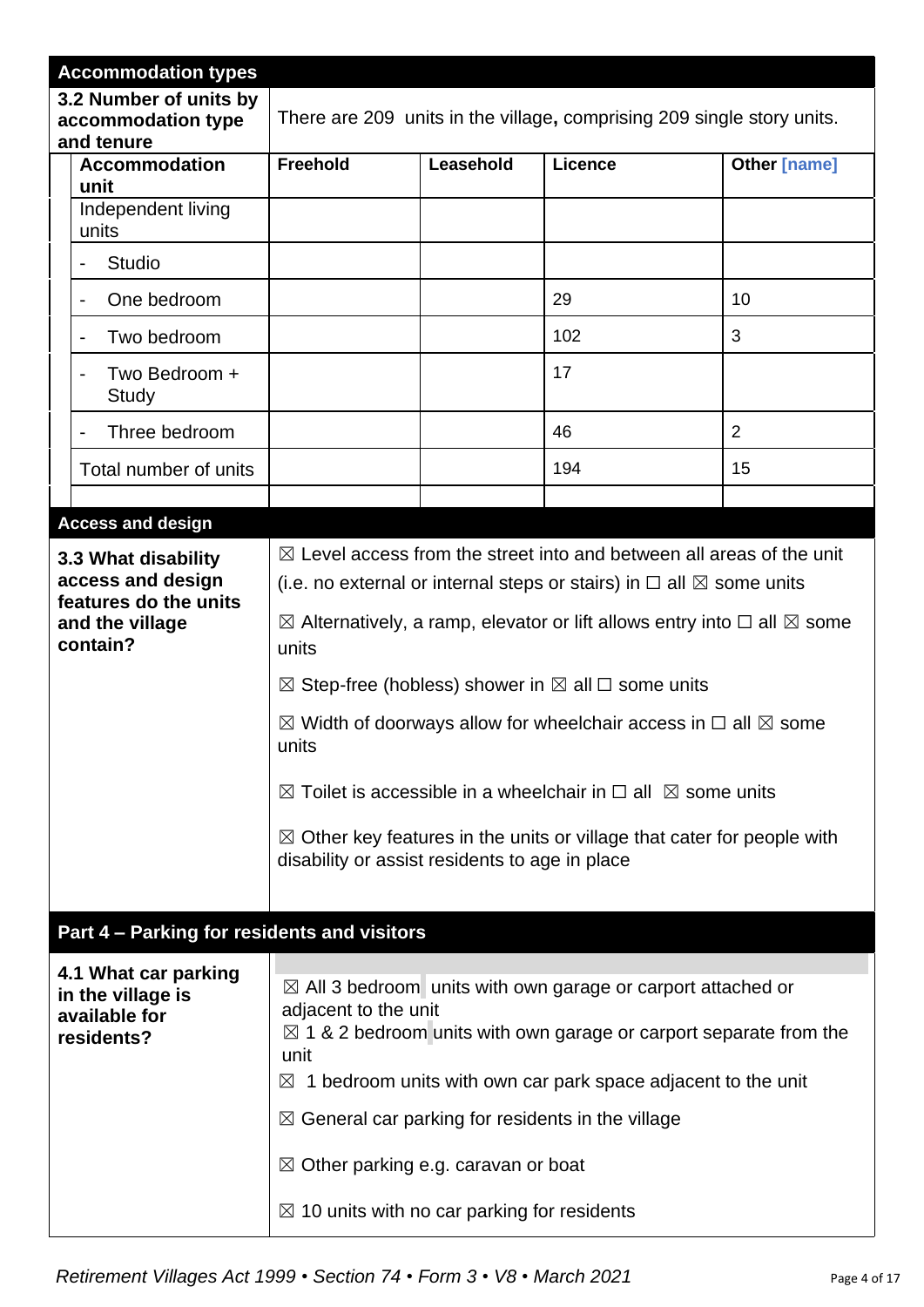## Accommodation types

**3.2 Number of units by accommodation type and tenure**

There are 209 units in the village**,** comprising 209 single story units.

| Accommodation unit | Freehold | Leasehold | Licence | Other [name] |
|---|---|---|---|---|
| Independent living units | | | | |
| - Studio | | | | |
| - One bedroom | | | 29 | 10 |
| - Two bedroom | | | 102 | 3 |
| - Two Bedroom + Study | | | 17 | |
| - Three bedroom | | | 46 | 2 |
| Total number of units | | | 194 | 15 |
| | | | | |

## Access and design

**3.3 What disability access and design features do the units and the village contain?**

☒ Level access from the street into and between all areas of the unit (i.e. no external or internal steps or stairs) in ☐ all ☒ some units

☒ Alternatively, a ramp, elevator or lift allows entry into ☐ all ☒ some units

☒ Step-free (hobless) shower in ☒ all ☐ some units

☒ Width of doorways allow for wheelchair access in ☐ all ☒ some units

☒ Toilet is accessible in a wheelchair in ☐ all ☒ some units

☒ Other key features in the units or village that cater for people with disability or assist residents to age in place

## Part 4 – Parking for residents and visitors

**4.1 What car parking in the village is available for residents?**

☒ All 3 bedroom units with own garage or carport attached or adjacent to the unit

☒ 1 & 2 bedroom units with own garage or carport separate from the unit

☒ 1 bedroom units with own car park space adjacent to the unit

☒ General car parking for residents in the village

☒ Other parking e.g. caravan or boat

☒ 10 units with no car parking for residents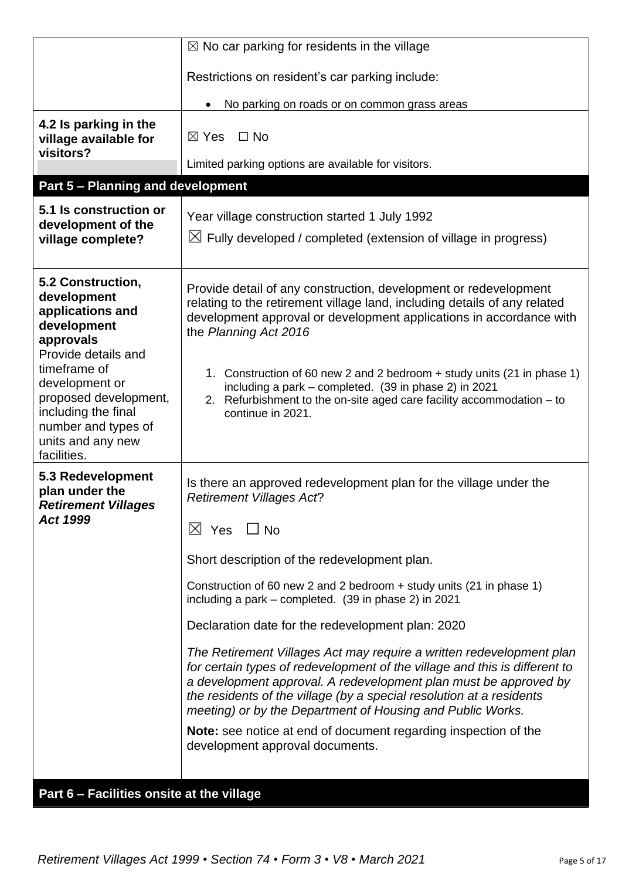| | |
|---|---|
| | ☒ No car parking for residents in the village<br><br>Restrictions on resident's car parking include:<br><br>• No parking on roads or on common grass areas |
| **4.2 Is parking in the village available for visitors?** | ☒ Yes ☐ No<br><br>Limited parking options are available for visitors. |

## Part 5 – Planning and development

| | |
|---|---|
| **5.1 Is construction or development of the village complete?** | Year village construction started 1 July 1992<br><br>☒ Fully developed / completed (extension of village in progress) |
| **5.2 Construction, development applications and development approvals**<br>Provide details and timeframe of development or proposed development, including the final number and types of units and any new facilities. | Provide detail of any construction, development or redevelopment relating to the retirement village land, including details of any related development approval or development applications in accordance with the *Planning Act 2016*<br><br>1. Construction of 60 new 2 and 2 bedroom + study units (21 in phase 1) including a park – completed. (39 in phase 2) in 2021<br>2. Refurbishment to the on-site aged care facility accommodation – to continue in 2021. |
| **5.3 Redevelopment plan under the *Retirement Villages Act 1999*** | Is there an approved redevelopment plan for the village under the *Retirement Villages Act*?<br><br>☒ Yes ☐ No<br><br>Short description of the redevelopment plan.<br><br>Construction of 60 new 2 and 2 bedroom + study units (21 in phase 1) including a park – completed. (39 in phase 2) in 2021<br><br>Declaration date for the redevelopment plan: 2020<br><br>*The Retirement Villages Act may require a written redevelopment plan for certain types of redevelopment of the village and this is different to a development approval. A redevelopment plan must be approved by the residents of the village (by a special resolution at a residents meeting) or by the Department of Housing and Public Works.*<br><br>**Note:** see notice at end of document regarding inspection of the development approval documents. |

## Part 6 – Facilities onsite at the village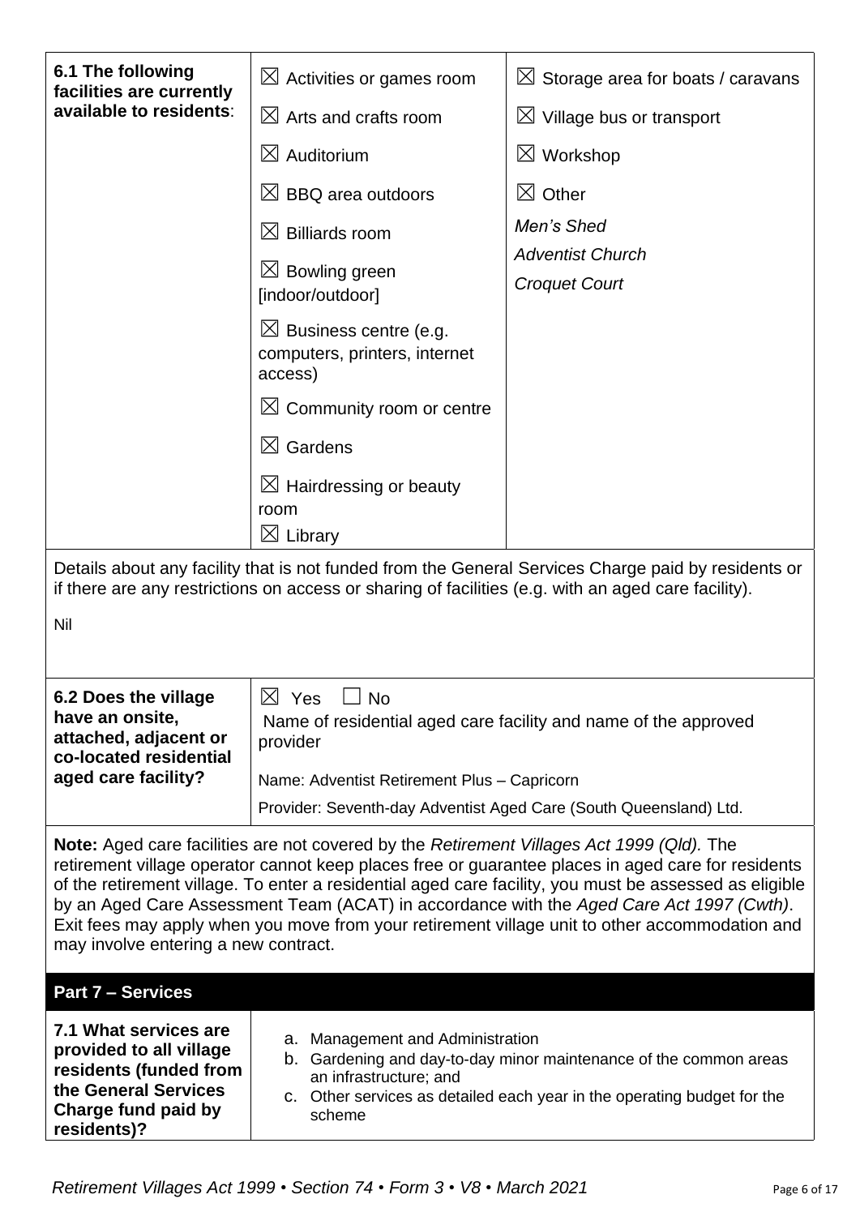| **6.1 The following facilities are currently available to residents**: | ☒ Activities or games room<br>☒ Arts and crafts room<br>☒ Auditorium<br>☒ BBQ area outdoors<br>☒ Billiards room<br>☒ Bowling green [indoor/outdoor]<br>☒ Business centre (e.g. computers, printers, internet access)<br>☒ Community room or centre<br>☒ Gardens<br>☒ Hairdressing or beauty room<br>☒ Library | ☒ Storage area for boats / caravans<br>☒ Village bus or transport<br>☒ Workshop<br>☒ Other<br>*Men's Shed*<br>*Adventist Church*<br>*Croquet Court* |
|---|---|---|

Details about any facility that is not funded from the General Services Charge paid by residents or if there are any restrictions on access or sharing of facilities (e.g. with an aged care facility).

Nil

| **6.2 Does the village have an onsite, attached, adjacent or co-located residential aged care facility?** | ☒ Yes ☐ No<br>Name of residential aged care facility and name of the approved provider<br>Name: Adventist Retirement Plus – Capricorn<br>Provider: Seventh-day Adventist Aged Care (South Queensland) Ltd. |
|---|---|

**Note:** Aged care facilities are not covered by the *Retirement Villages Act 1999 (Qld).* The retirement village operator cannot keep places free or guarantee places in aged care for residents of the retirement village. To enter a residential aged care facility, you must be assessed as eligible by an Aged Care Assessment Team (ACAT) in accordance with the *Aged Care Act 1997 (Cwth)*. Exit fees may apply when you move from your retirement village unit to other accommodation and may involve entering a new contract.

## Part 7 – Services

| **7.1 What services are provided to all village residents (funded from the General Services Charge fund paid by residents)?** | a. Management and Administration<br>b. Gardening and day-to-day minor maintenance of the common areas an infrastructure; and<br>c. Other services as detailed each year in the operating budget for the scheme |
|---|---|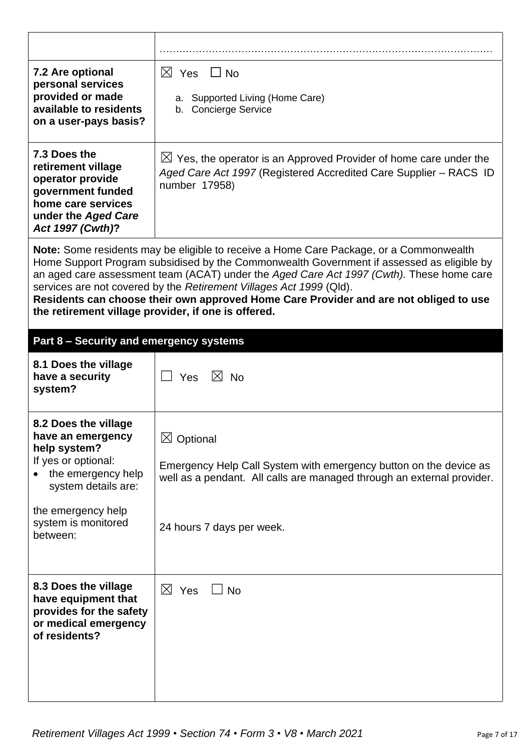| | |
|---|---|
| | ………………………………………………………………………………………… |
| **7.2 Are optional personal services provided or made available to residents on a user-pays basis?** | ☒ Yes ☐ No<br><br>a. Supported Living (Home Care)<br>b. Concierge Service |
| **7.3 Does the retirement village operator provide government funded home care services under the *Aged Care Act 1997 (Cwth)*?** | ☒ Yes, the operator is an Approved Provider of home care under the *Aged Care Act 1997* (Registered Accredited Care Supplier – RACS ID number 17958) |

**Note:** Some residents may be eligible to receive a Home Care Package, or a Commonwealth Home Support Program subsidised by the Commonwealth Government if assessed as eligible by an aged care assessment team (ACAT) under the *Aged Care Act 1997 (Cwth).* These home care services are not covered by the *Retirement Villages Act 1999* (Qld).
**Residents can choose their own approved Home Care Provider and are not obliged to use the retirement village provider, if one is offered.**

## Part 8 – Security and emergency systems

| | |
|---|---|
| **8.1 Does the village have a security system?** | ☐ Yes ☒ No |
| **8.2 Does the village have an emergency help system?**<br>If yes or optional:<br>• the emergency help system details are:<br><br>the emergency help system is monitored between: | ☒ Optional<br><br>Emergency Help Call System with emergency button on the device as well as a pendant. All calls are managed through an external provider.<br><br>24 hours 7 days per week. |
| **8.3 Does the village have equipment that provides for the safety or medical emergency of residents?** | ☒ Yes ☐ No |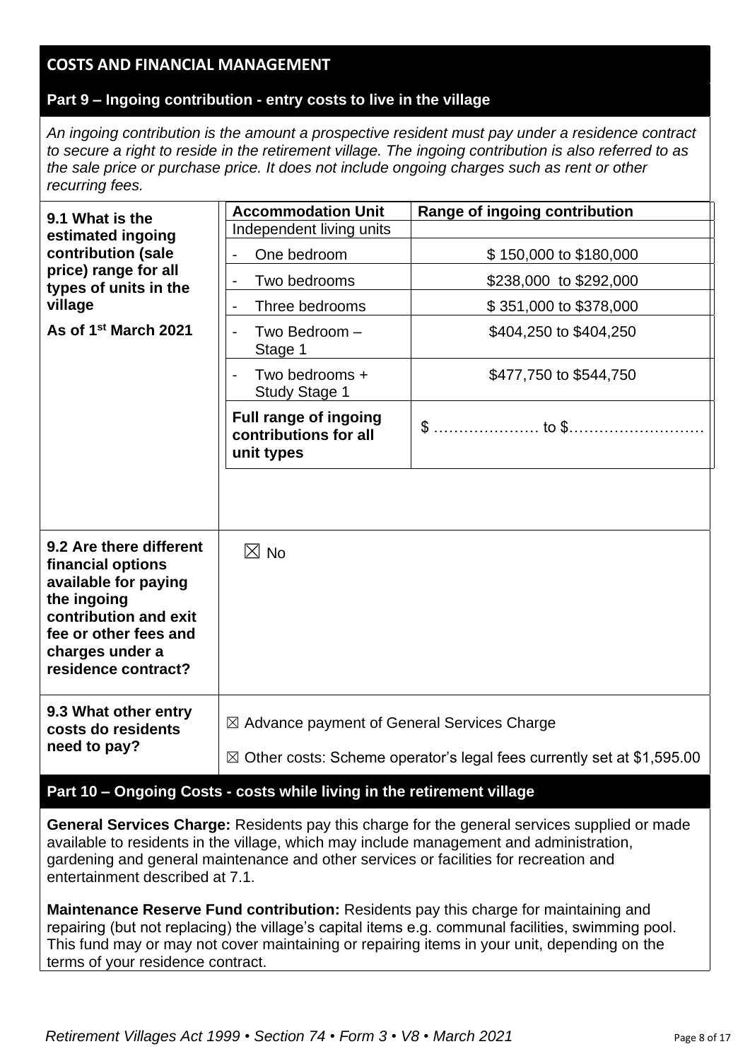## COSTS AND FINANCIAL MANAGEMENT

### Part 9 – Ingoing contribution - entry costs to live in the village

*An ingoing contribution is the amount a prospective resident must pay under a residence contract to secure a right to reside in the retirement village. The ingoing contribution is also referred to as the sale price or purchase price. It does not include ongoing charges such as rent or other recurring fees.*

**9.1 What is the estimated ingoing contribution (sale price) range for all types of units in the village**

**As of 1st March 2021**

| Accommodation Unit | Range of ingoing contribution |
|---|---|
| Independent living units | |
| - One bedroom | $ 150,000 to $180,000 |
| - Two bedrooms | $238,000 to $292,000 |
| - Three bedrooms | $ 351,000 to $378,000 |
| - Two Bedroom – Stage 1 | $404,250 to $404,250 |
| - Two bedrooms + Study Stage 1 | $477,750 to $544,750 |
| **Full range of ingoing contributions for all unit types** | $ ………………… to $……………………… |

**9.2 Are there different financial options available for paying the ingoing contribution and exit fee or other fees and charges under a residence contract?**

☒ No

**9.3 What other entry costs do residents need to pay?**

☒ Advance payment of General Services Charge

☒ Other costs: Scheme operator's legal fees currently set at $1,595.00

### Part 10 – Ongoing Costs - costs while living in the retirement village

**General Services Charge:** Residents pay this charge for the general services supplied or made available to residents in the village, which may include management and administration, gardening and general maintenance and other services or facilities for recreation and entertainment described at 7.1.

**Maintenance Reserve Fund contribution:** Residents pay this charge for maintaining and repairing (but not replacing) the village's capital items e.g. communal facilities, swimming pool. This fund may or may not cover maintaining or repairing items in your unit, depending on the terms of your residence contract.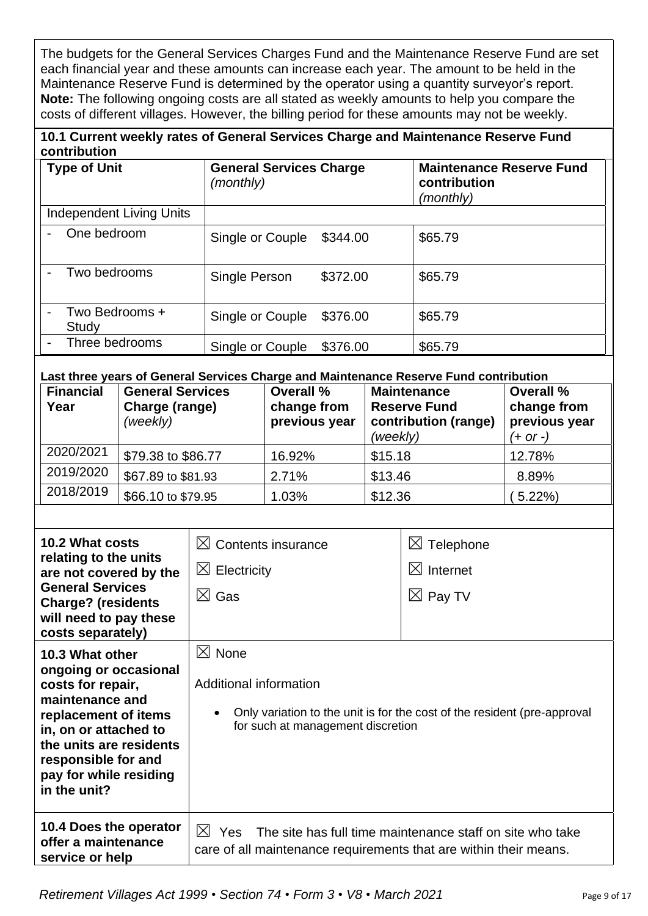The budgets for the General Services Charges Fund and the Maintenance Reserve Fund are set each financial year and these amounts can increase each year. The amount to be held in the Maintenance Reserve Fund is determined by the operator using a quantity surveyor's report. **Note:** The following ongoing costs are all stated as weekly amounts to help you compare the costs of different villages. However, the billing period for these amounts may not be weekly.

**10.1 Current weekly rates of General Services Charge and Maintenance Reserve Fund contribution**

| **Type of Unit** | **General Services Charge** *(monthly)* | | **Maintenance Reserve Fund contribution** *(monthly)* |
|---|---|---|---|
| Independent Living Units | | | |
| - One bedroom | Single or Couple | $344.00 | $65.79 |
| - Two bedrooms | Single Person | $372.00 | $65.79 |
| - Two Bedrooms + Study | Single or Couple | $376.00 | $65.79 |
| - Three bedrooms | Single or Couple | $376.00 | $65.79 |

**Last three years of General Services Charge and Maintenance Reserve Fund contribution**

| **Financial Year** | **General Services Charge (range)** *(weekly)* | **Overall % change from previous year** | **Maintenance Reserve Fund contribution (range)** *(weekly)* | **Overall % change from previous year** *(+ or -)* |
|---|---|---|---|---|
| 2020/2021 | $79.38 to $86.77 | 16.92% | $15.18 | 12.78% |
| 2019/2020 | $67.89 to $81.93 | 2.71% | $13.46 | 8.89% |
| 2018/2019 | $66.10 to $79.95 | 1.03% | $12.36 | (5.22%) |

| | | |
|---|---|---|
| **10.2 What costs relating to the units are not covered by the General Services Charge? (residents will need to pay these costs separately)** | ☒ Contents insurance<br>☒ Electricity<br>☒ Gas | ☒ Telephone<br>☒ Internet<br>☒ Pay TV |
| **10.3 What other ongoing or occasional costs for repair, maintenance and replacement of items in, on or attached to the units are residents responsible for and pay for while residing in the unit?** | ☒ None<br><br>Additional information<br><br>• Only variation to the unit is for the cost of the resident (pre-approval for such at management discretion | |
| **10.4 Does the operator offer a maintenance service or help** | ☒ Yes The site has full time maintenance staff on site who take care of all maintenance requirements that are within their means. | |

*Retirement Villages Act 1999 • Section 74 • Form 3 • V8 • March 2021*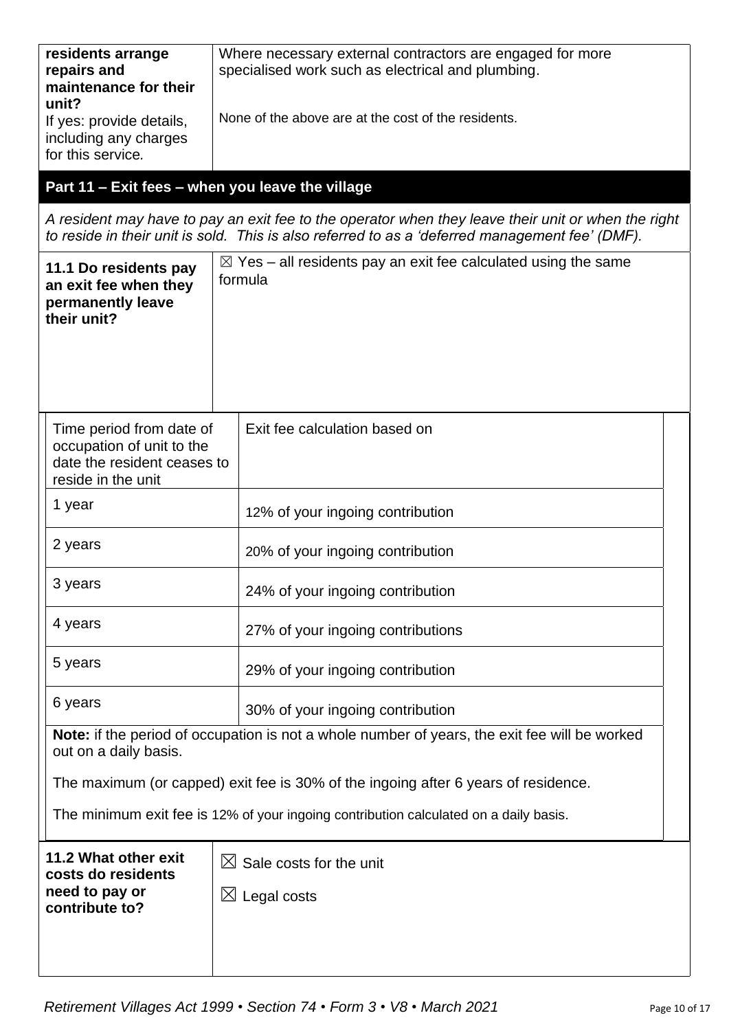| **residents arrange repairs and maintenance for their unit?** If yes: provide details, including any charges for this service. | Where necessary external contractors are engaged for more specialised work such as electrical and plumbing. None of the above are at the cost of the residents. |
|---|---|

## Part 11 – Exit fees – when you leave the village

*A resident may have to pay an exit fee to the operator when they leave their unit or when the right to reside in their unit is sold. This is also referred to as a 'deferred management fee' (DMF).*

| **11.1 Do residents pay an exit fee when they permanently leave their unit?** | ☒ Yes – all residents pay an exit fee calculated using the same formula |
|---|---|

| Time period from date of occupation of unit to the date the resident ceases to reside in the unit | Exit fee calculation based on |
|---|---|
| 1 year | 12% of your ingoing contribution |
| 2 years | 20% of your ingoing contribution |
| 3 years | 24% of your ingoing contribution |
| 4 years | 27% of your ingoing contributions |
| 5 years | 29% of your ingoing contribution |
| 6 years | 30% of your ingoing contribution |

**Note:** if the period of occupation is not a whole number of years, the exit fee will be worked out on a daily basis.

The maximum (or capped) exit fee is 30% of the ingoing after 6 years of residence.

The minimum exit fee is 12% of your ingoing contribution calculated on a daily basis.

| **11.2 What other exit costs do residents need to pay or contribute to?** | ☒ Sale costs for the unit ☒ Legal costs |
|---|---|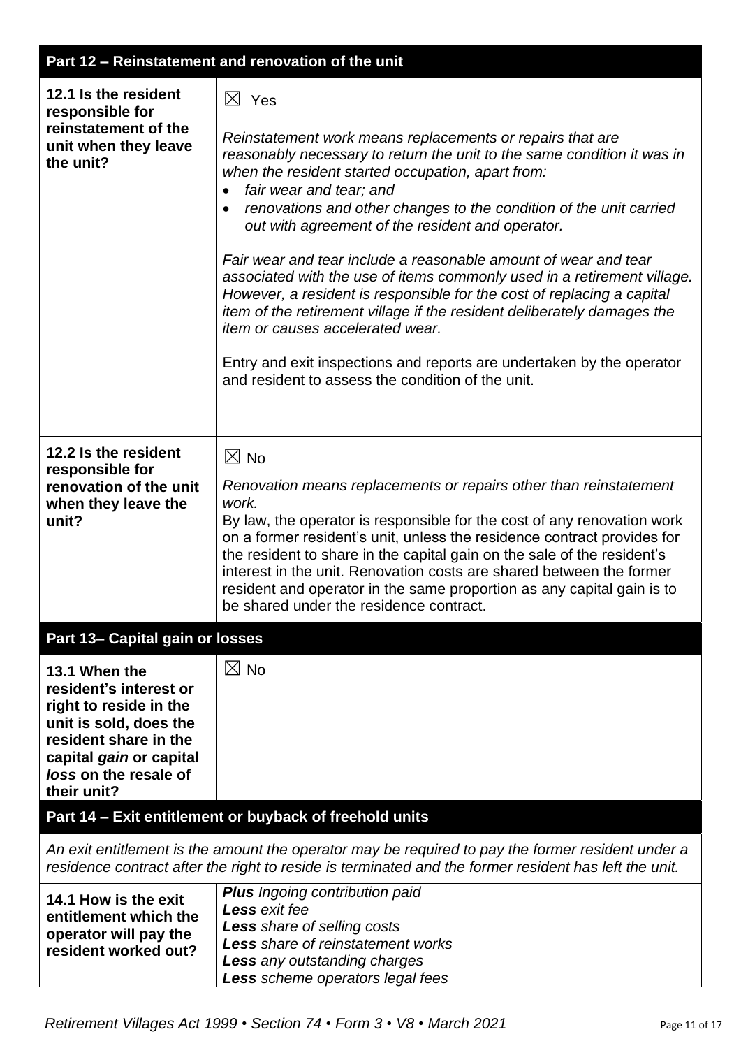| Part 12 – Reinstatement and renovation of the unit | |
|---|---|
| **12.1 Is the resident responsible for reinstatement of the unit when they leave the unit?** | ☒ Yes<br><br>*Reinstatement work means replacements or repairs that are reasonably necessary to return the unit to the same condition it was in when the resident started occupation, apart from:*<br>• *fair wear and tear; and*<br>• *renovations and other changes to the condition of the unit carried out with agreement of the resident and operator.*<br><br>*Fair wear and tear include a reasonable amount of wear and tear associated with the use of items commonly used in a retirement village. However, a resident is responsible for the cost of replacing a capital item of the retirement village if the resident deliberately damages the item or causes accelerated wear.*<br><br>Entry and exit inspections and reports are undertaken by the operator and resident to assess the condition of the unit. |
| **12.2 Is the resident responsible for renovation of the unit when they leave the unit?** | ☒ No<br><br>*Renovation means replacements or repairs other than reinstatement work.*<br>By law, the operator is responsible for the cost of any renovation work on a former resident's unit, unless the residence contract provides for the resident to share in the capital gain on the sale of the resident's interest in the unit. Renovation costs are shared between the former resident and operator in the same proportion as any capital gain is to be shared under the residence contract. |

| Part 13– Capital gain or losses | |
|---|---|
| **13.1 When the resident's interest or right to reside in the unit is sold, does the resident share in the capital *gain* or capital *loss* on the resale of their unit?** | ☒ No |

| Part 14 – Exit entitlement or buyback of freehold units | |
|---|---|
| *An exit entitlement is the amount the operator may be required to pay the former resident under a residence contract after the right to reside is terminated and the former resident has left the unit.* | |
| **14.1 How is the exit entitlement which the operator will pay the resident worked out?** | ***Plus*** *Ingoing contribution paid*<br>***Less*** *exit fee*<br>***Less*** *share of selling costs*<br>***Less*** *share of reinstatement works*<br>***Less*** *any outstanding charges*<br>***Less*** *scheme operators legal fees* |

*Retirement Villages Act 1999 • Section 74 • Form 3 • V8 • March 2021*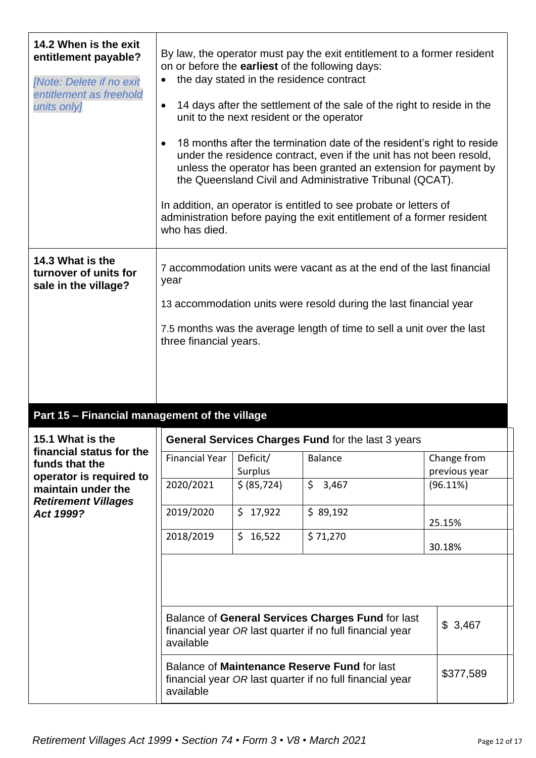**14.2 When is the exit entitlement payable?**

*[Note: Delete if no exit entitlement as freehold units only]*

By law, the operator must pay the exit entitlement to a former resident on or before the **earliest** of the following days:

- the day stated in the residence contract
- 14 days after the settlement of the sale of the right to reside in the unit to the next resident or the operator
- 18 months after the termination date of the resident's right to reside under the residence contract, even if the unit has not been resold, unless the operator has been granted an extension for payment by the Queensland Civil and Administrative Tribunal (QCAT).

In addition, an operator is entitled to see probate or letters of administration before paying the exit entitlement of a former resident who has died.

**14.3 What is the turnover of units for sale in the village?**

7 accommodation units were vacant as at the end of the last financial year

13 accommodation units were resold during the last financial year

7.5 months was the average length of time to sell a unit over the last three financial years.

## Part 15 – Financial management of the village

**15.1 What is the financial status for the funds that the operator is required to maintain under the *Retirement Villages Act 1999?***

**General Services Charges Fund** for the last 3 years

| Financial Year | Deficit/ Surplus | Balance | Change from previous year |
|---|---|---|---|
| 2020/2021 | $ (85,724) | $ 3,467 | (96.11%) |
| 2019/2020 | $ 17,922 | $ 89,192 | 25.15% |
| 2018/2019 | $ 16,522 | $ 71,270 | 30.18% |

| | |
|---|---|
| Balance of **General Services Charges Fund** for last financial year *OR* last quarter if no full financial year available | $ 3,467 |
| Balance of **Maintenance Reserve Fund** for last financial year *OR* last quarter if no full financial year available | $377,589 |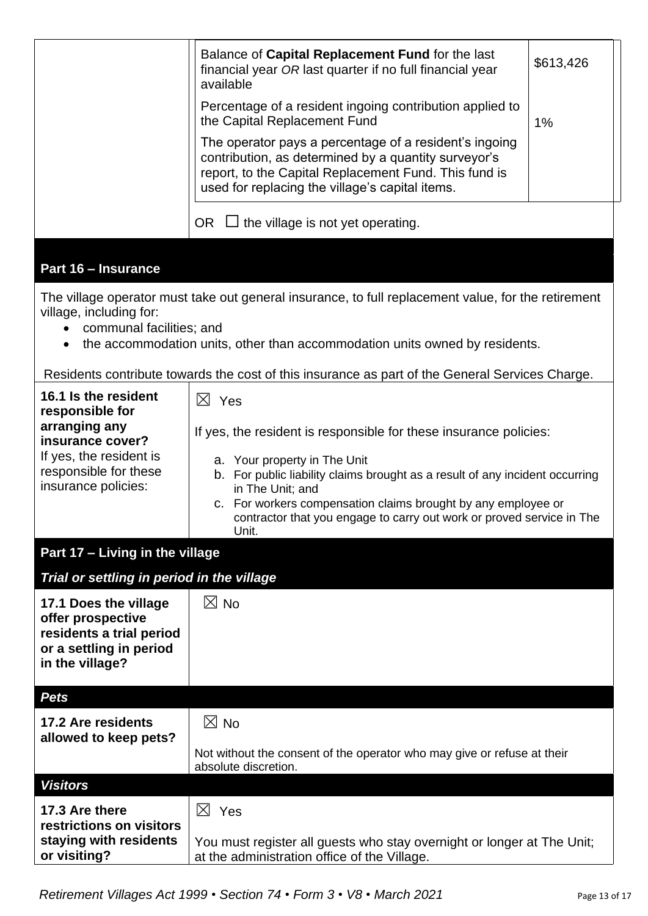| | Balance of **Capital Replacement Fund** for the last financial year *OR* last quarter if no full financial year available | $613,426 |
|---|---|---|
| | Percentage of a resident ingoing contribution applied to the Capital Replacement Fund<br><br>The operator pays a percentage of a resident's ingoing contribution, as determined by a quantity surveyor's report, to the Capital Replacement Fund. This fund is used for replacing the village's capital items. | 1% |
| | OR ☐ the village is not yet operating. | |

## Part 16 – Insurance

The village operator must take out general insurance, to full replacement value, for the retirement village, including for:

- communal facilities; and
- the accommodation units, other than accommodation units owned by residents.

Residents contribute towards the cost of this insurance as part of the General Services Charge.

| | |
|---|---|
| **16.1 Is the resident responsible for arranging any insurance cover?** If yes, the resident is responsible for these insurance policies: | ☒ Yes<br><br>If yes, the resident is responsible for these insurance policies:<br><br>a. Your property in The Unit<br>b. For public liability claims brought as a result of any incident occurring in The Unit; and<br>c. For workers compensation claims brought by any employee or contractor that you engage to carry out work or proved service in The Unit. |

## Part 17 – Living in the village

### *Trial or settling in period in the village*

| | |
|---|---|
| **17.1 Does the village offer prospective residents a trial period or a settling in period in the village?** | ☒ No |

### *Pets*

| | |
|---|---|
| **17.2 Are residents allowed to keep pets?** | ☒ No<br><br>Not without the consent of the operator who may give or refuse at their absolute discretion. |

### *Visitors*

| | |
|---|---|
| **17.3 Are there restrictions on visitors staying with residents or visiting?** | ☒ Yes<br><br>You must register all guests who stay overnight or longer at The Unit; at the administration office of the Village. |

*Retirement Villages Act 1999 • Section 74 • Form 3 • V8 • March 2021*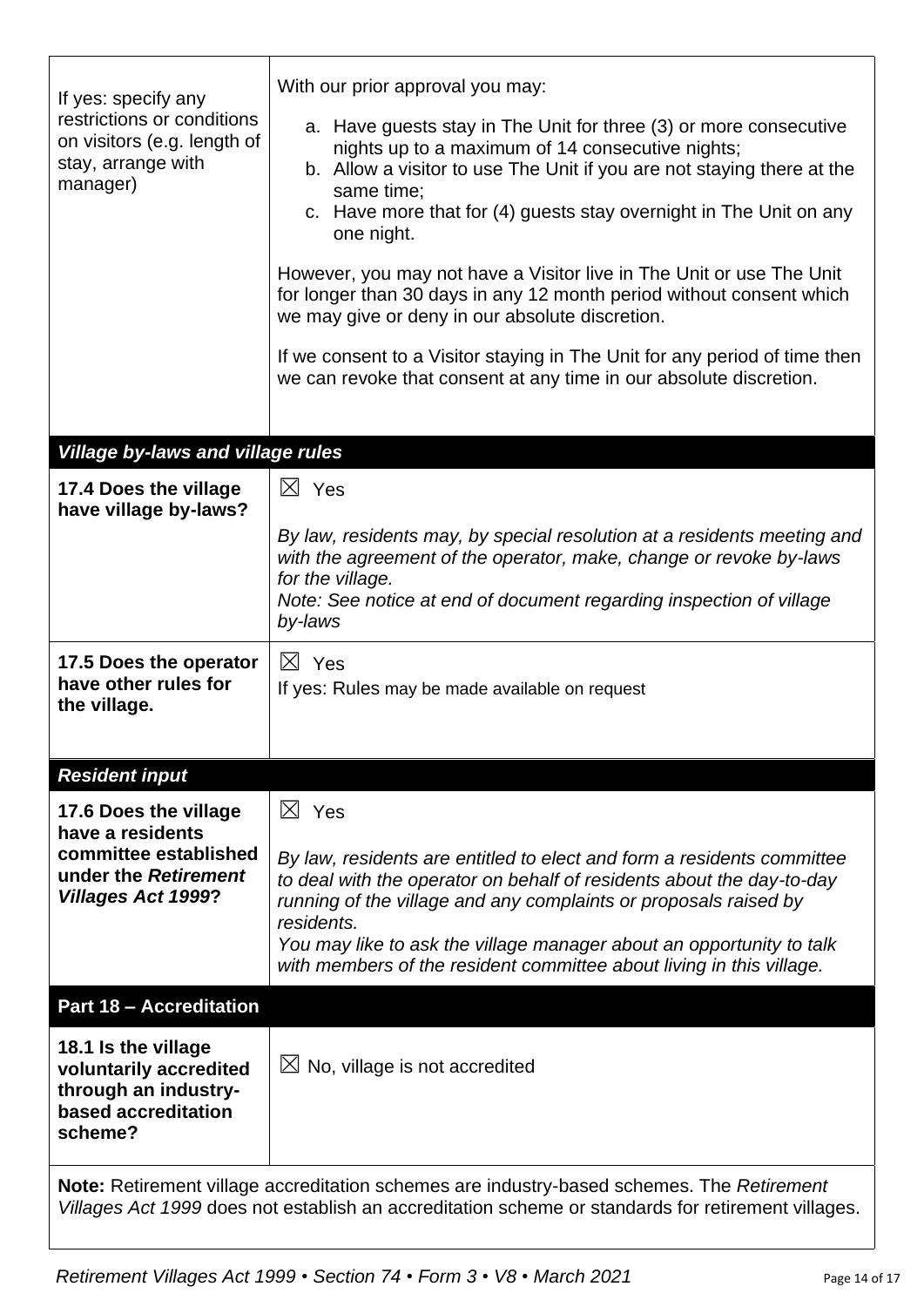| | |
|---|---|
| If yes: specify any restrictions or conditions on visitors (e.g. length of stay, arrange with manager) | With our prior approval you may:<br><br>a. Have guests stay in The Unit for three (3) or more consecutive nights up to a maximum of 14 consecutive nights;<br>b. Allow a visitor to use The Unit if you are not staying there at the same time;<br>c. Have more that for (4) guests stay overnight in The Unit on any one night.<br><br>However, you may not have a Visitor live in The Unit or use The Unit for longer than 30 days in any 12 month period without consent which we may give or deny in our absolute discretion.<br><br>If we consent to a Visitor staying in The Unit for any period of time then we can revoke that consent at any time in our absolute discretion. |
| ***Village by-laws and village rules*** | |
| **17.4 Does the village have village by-laws?** | ☒ Yes<br><br>*By law, residents may, by special resolution at a residents meeting and with the agreement of the operator, make, change or revoke by-laws for the village.*<br>*Note: See notice at end of document regarding inspection of village by-laws* |
| **17.5 Does the operator have other rules for the village.** | ☒ Yes<br>If yes: Rules may be made available on request |
| ***Resident input*** | |
| **17.6 Does the village have a residents committee established under the *Retirement Villages Act 1999*?** | ☒ Yes<br><br>*By law, residents are entitled to elect and form a residents committee to deal with the operator on behalf of residents about the day-to-day running of the village and any complaints or proposals raised by residents.*<br>*You may like to ask the village manager about an opportunity to talk with members of the resident committee about living in this village.* |
| **Part 18 – Accreditation** | |
| **18.1 Is the village voluntarily accredited through an industry-based accreditation scheme?** | ☒ No, village is not accredited |

**Note:** Retirement village accreditation schemes are industry-based schemes. The *Retirement Villages Act 1999* does not establish an accreditation scheme or standards for retirement villages.

*Retirement Villages Act 1999 • Section 74 • Form 3 • V8 • March 2021*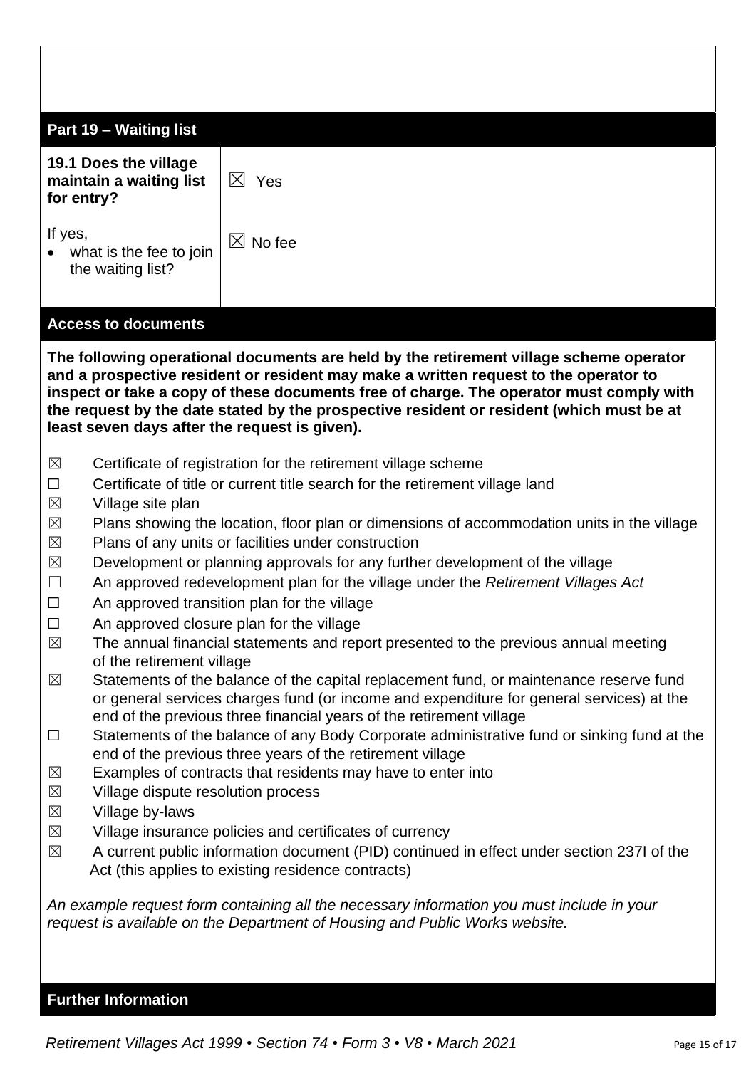## Part 19 – Waiting list

| **19.1 Does the village maintain a waiting list for entry?** | ☒ Yes |
|---|---|
| If yes,<br>• what is the fee to join the waiting list? | ☒ No fee |

## Access to documents

**The following operational documents are held by the retirement village scheme operator and a prospective resident or resident may make a written request to the operator to inspect or take a copy of these documents free of charge. The operator must comply with the request by the date stated by the prospective resident or resident (which must be at least seven days after the request is given).**

- ☒ Certificate of registration for the retirement village scheme
- ☐ Certificate of title or current title search for the retirement village land
- ☒ Village site plan
- ☒ Plans showing the location, floor plan or dimensions of accommodation units in the village
- ☒ Plans of any units or facilities under construction
- ☒ Development or planning approvals for any further development of the village
- ☐ An approved redevelopment plan for the village under the *Retirement Villages Act*
- ☐ An approved transition plan for the village
- ☐ An approved closure plan for the village
- ☒ The annual financial statements and report presented to the previous annual meeting of the retirement village
- ☒ Statements of the balance of the capital replacement fund, or maintenance reserve fund or general services charges fund (or income and expenditure for general services) at the end of the previous three financial years of the retirement village
- ☐ Statements of the balance of any Body Corporate administrative fund or sinking fund at the end of the previous three years of the retirement village
- ☒ Examples of contracts that residents may have to enter into
- ☒ Village dispute resolution process
- ☒ Village by-laws
- ☒ Village insurance policies and certificates of currency
- ☒ A current public information document (PID) continued in effect under section 237I of the Act (this applies to existing residence contracts)

*An example request form containing all the necessary information you must include in your request is available on the Department of Housing and Public Works website.*

## Further Information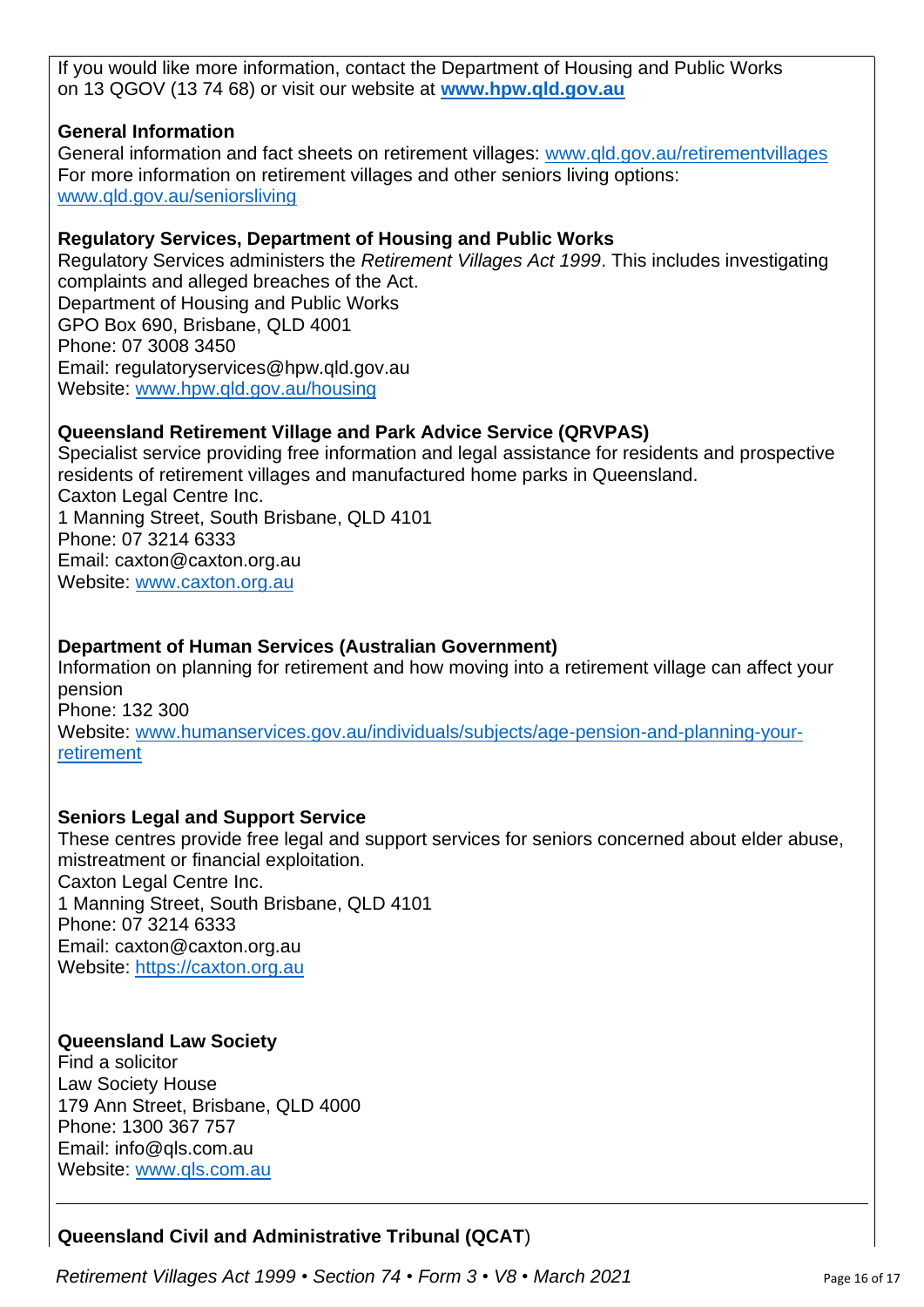If you would like more information, contact the Department of Housing and Public Works on 13 QGOV (13 74 68) or visit our website at **www.hpw.qld.gov.au**

**General Information**

General information and fact sheets on retirement villages: www.qld.gov.au/retirementvillages
For more information on retirement villages and other seniors living options: www.qld.gov.au/seniorsliving

**Regulatory Services, Department of Housing and Public Works**

Regulatory Services administers the *Retirement Villages Act 1999*. This includes investigating complaints and alleged breaches of the Act.
Department of Housing and Public Works
GPO Box 690, Brisbane, QLD 4001
Phone: 07 3008 3450
Email: regulatoryservices@hpw.qld.gov.au
Website: www.hpw.qld.gov.au/housing

**Queensland Retirement Village and Park Advice Service (QRVPAS)**

Specialist service providing free information and legal assistance for residents and prospective residents of retirement villages and manufactured home parks in Queensland.
Caxton Legal Centre Inc.
1 Manning Street, South Brisbane, QLD 4101
Phone: 07 3214 6333
Email: caxton@caxton.org.au
Website: www.caxton.org.au

**Department of Human Services (Australian Government)**

Information on planning for retirement and how moving into a retirement village can affect your pension
Phone: 132 300
Website: www.humanservices.gov.au/individuals/subjects/age-pension-and-planning-your-retirement

**Seniors Legal and Support Service**

These centres provide free legal and support services for seniors concerned about elder abuse, mistreatment or financial exploitation.
Caxton Legal Centre Inc.
1 Manning Street, South Brisbane, QLD 4101
Phone: 07 3214 6333
Email: caxton@caxton.org.au
Website: https://caxton.org.au

**Queensland Law Society**

Find a solicitor
Law Society House
179 Ann Street, Brisbane, QLD 4000
Phone: 1300 367 757
Email: info@qls.com.au
Website: www.qls.com.au

---

**Queensland Civil and Administrative Tribunal (QCAT)**

*Retirement Villages Act 1999 • Section 74 • Form 3 • V8 • March 2021*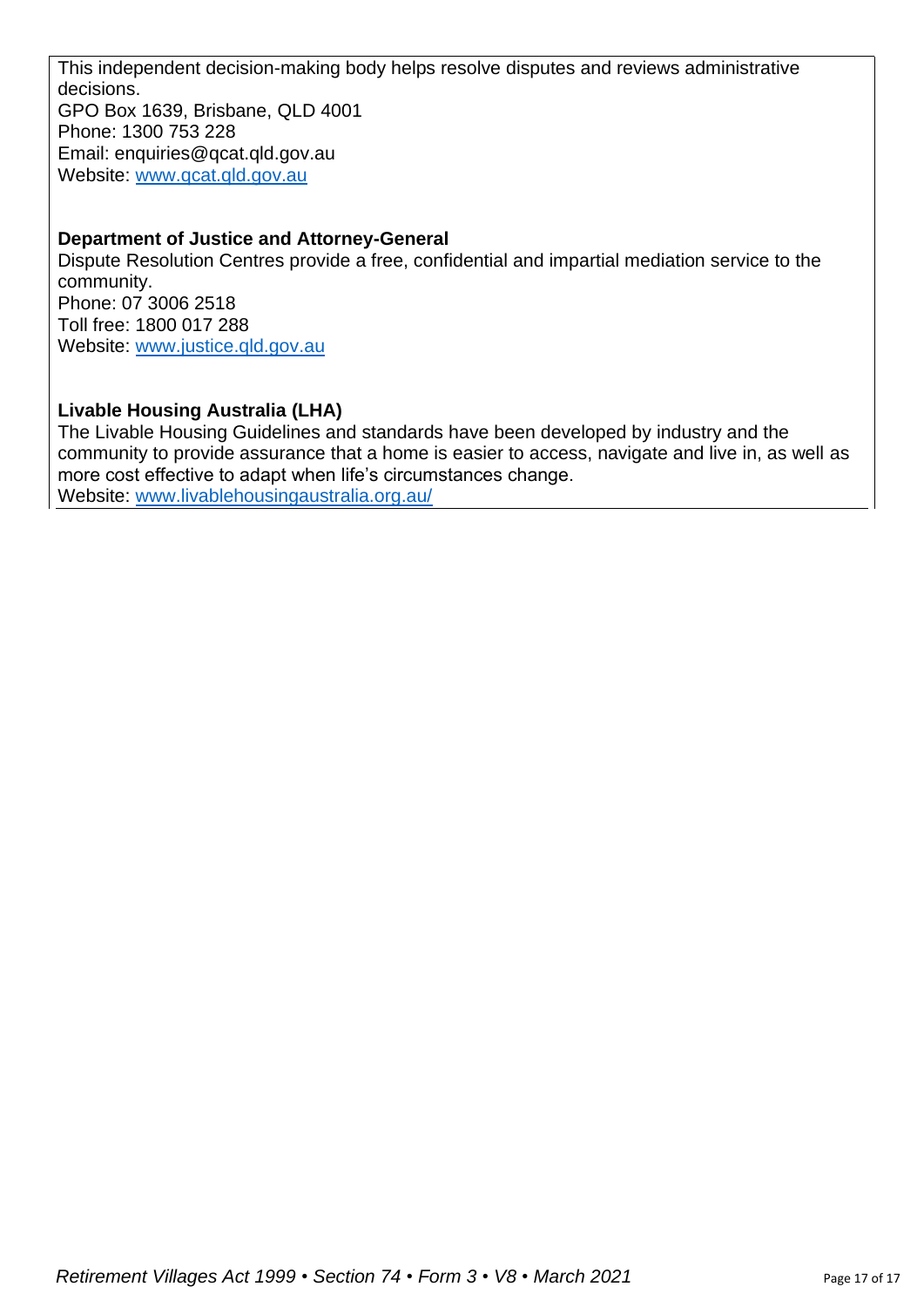This independent decision-making body helps resolve disputes and reviews administrative decisions.
GPO Box 1639, Brisbane, QLD 4001
Phone: 1300 753 228
Email: enquiries@qcat.qld.gov.au
Website: [www.qcat.qld.gov.au](http://www.qcat.qld.gov.au)

**Department of Justice and Attorney-General**
Dispute Resolution Centres provide a free, confidential and impartial mediation service to the community.
Phone: 07 3006 2518
Toll free: 1800 017 288
Website: [www.justice.qld.gov.au](http://www.justice.qld.gov.au)

**Livable Housing Australia (LHA)**
The Livable Housing Guidelines and standards have been developed by industry and the community to provide assurance that a home is easier to access, navigate and live in, as well as more cost effective to adapt when life's circumstances change.
Website: [www.livablehousingaustralia.org.au/](http://www.livablehousingaustralia.org.au/)